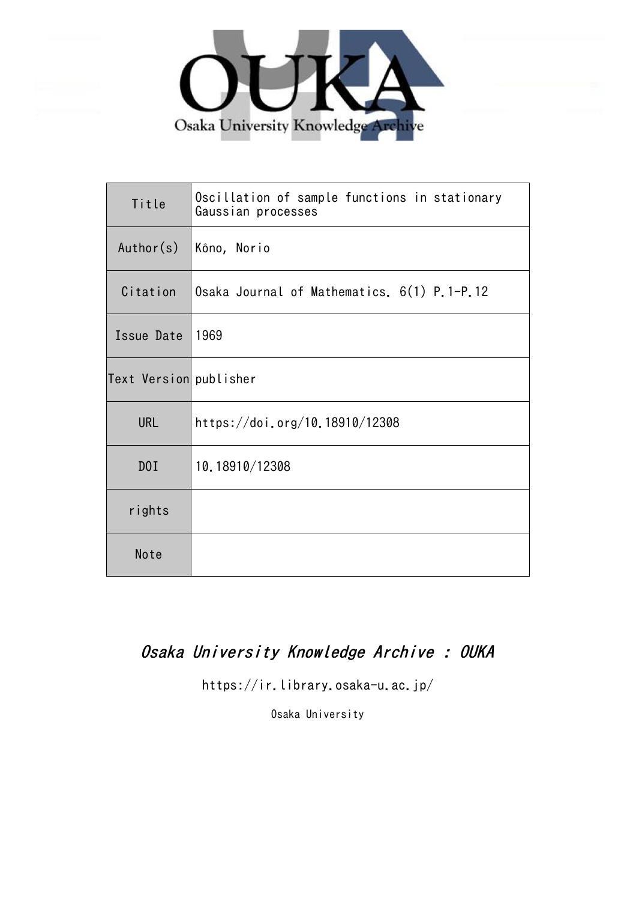Osaka University Knowledge Archive

| Title | Oscillation of sample functions in stationary Gaussian processes |
| --- | --- |
| Author(s) | Kôno, Norio |
| Citation | Osaka Journal of Mathematics. 6(1) P.1-P.12 |
| Issue Date | 1969 |
| Text Version | publisher |
| URL | https://doi.org/10.18910/12308 |
| DOI | 10.18910/12308 |
| rights | |
| Note | |

*Osaka University Knowledge Archive : OUKA*

https://ir.library.osaka-u.ac.jp/

Osaka University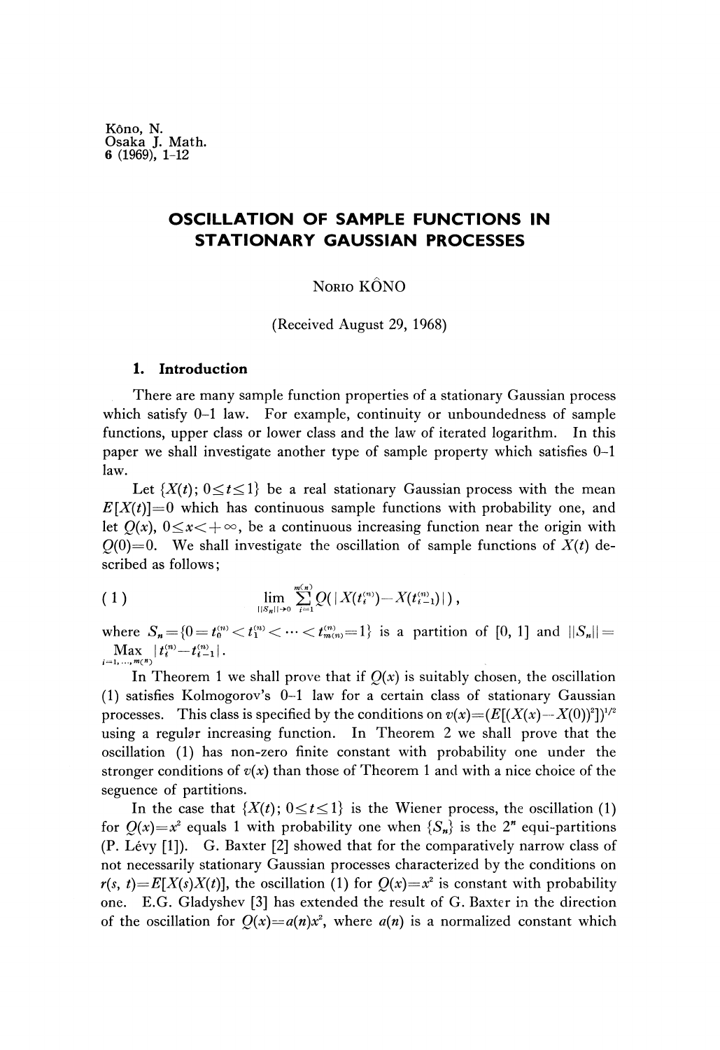Kôno, N.
Osaka J. Math.
6 (1969), 1-12

# OSCILLATION OF SAMPLE FUNCTIONS IN STATIONARY GAUSSIAN PROCESSES

NORIO KÔNO

(Received August 29, 1968)

## 1. Introduction

There are many sample function properties of a stationary Gaussian process which satisfy 0–1 law. For example, continuity or unboundedness of sample functions, upper class or lower class and the law of iterated logarithm. In this paper we shall investigate another type of sample property which satisfies 0–1 law.

Let $\{X(t); 0 \leq t \leq 1\}$ be a real stationary Gaussian process with the mean $E[X(t)]=0$ which has continuous sample functions with probability one, and let $Q(x)$, $0 \leq x < +\infty$, be a continuous increasing function near the origin with $Q(0)=0$. We shall investigate the oscillation of sample functions of $X(t)$ described as follows;

$$(1) \qquad \lim_{\|S_n\| \to 0} \sum_{i=1}^{m(n)} Q(|X(t_i^{(n)}) - X(t_{i-1}^{(n)})|),$$

where $S_n = \{0 = t_0^{(n)} < t_1^{(n)} < \cdots < t_{m(n)}^{(n)} = 1\}$ is a partition of $[0, 1]$ and $\|S_n\| = \max_{i=1,\dots,m(n)} |t_i^{(n)} - t_{i-1}^{(n)}|$.

In Theorem 1 we shall prove that if $Q(x)$ is suitably chosen, the oscillation (1) satisfies Kolmogorov's 0–1 law for a certain class of stationary Gaussian processes. This class is specified by the conditions on $v(x) = (E[(X(x) - X(0))^2])^{1/2}$ using a regular increasing function. In Theorem 2 we shall prove that the oscillation (1) has non-zero finite constant with probability one under the stronger conditions of $v(x)$ than those of Theorem 1 and with a nice choice of the seguence of partitions.

In the case that $\{X(t); 0 \leq t \leq 1\}$ is the Wiener process, the oscillation (1) for $Q(x)=x^2$ equals 1 with probability one when $\{S_n\}$ is the $2^n$ equi-partitions (P. Lévy [1]). G. Baxter [2] showed that for the comparatively narrow class of not necessarily stationary Gaussian processes characterized by the conditions on $r(s, t) = E[X(s)X(t)]$, the oscillation (1) for $Q(x)=x^2$ is constant with probability one. E.G. Gladyshev [3] has extended the result of G. Baxter in the direction of the oscillation for $Q(x)=a(n)x^2$, where $a(n)$ is a normalized constant which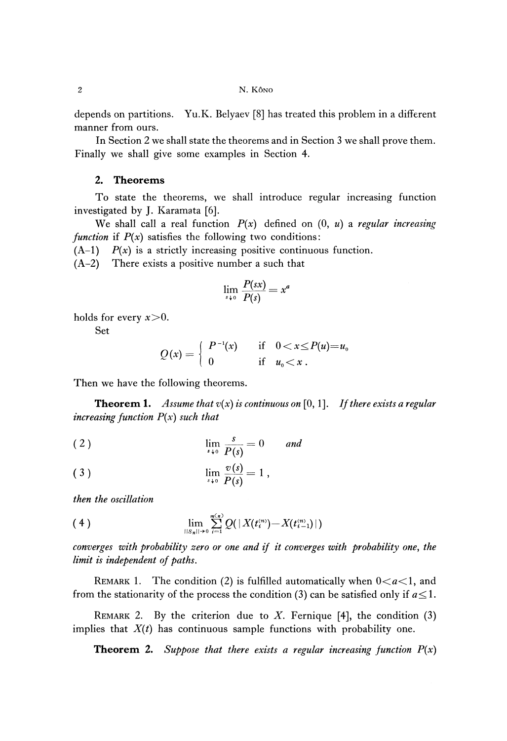depends on partitions. Yu.K. Belyaev [8] has treated this problem in a different manner from ours.

In Section 2 we shall state the theorems and in Section 3 we shall prove them. Finally we shall give some examples in Section 4.

## 2. Theorems

To state the theorems, we shall introduce regular increasing function investigated by J. Karamata [6].

We shall call a real function $P(x)$ defined on $(0, u)$ a *regular increasing function* if $P(x)$ satisfies the following two conditions:

(A–1) $P(x)$ is a strictly increasing positive continuous function.

(A–2) There exists a positive number a such that

$$\lim_{s \downarrow 0} \frac{P(sx)}{P(s)} = x^a$$

holds for every $x > 0$.

Set

$$Q(x) = \begin{cases} P^{-1}(x) & \text{if} \quad 0 < x \leq P(u) = u_0 \\ 0 & \text{if} \quad u_0 < x . \end{cases}$$

Then we have the following theorems.

**Theorem 1.** *Assume that $v(x)$ is continuous on $[0, 1]$. If there exists a regular increasing function $P(x)$ such that*

$$\lim_{s \downarrow 0} \frac{s}{P(s)} = 0 \qquad \text{and} \tag{2}$$

$$\lim_{s \downarrow 0} \frac{v(s)}{P(s)} = 1 , \tag{3}$$

*then the oscillation*

$$\lim_{\|S_n\| \to 0} \sum_{i=1}^{m(n)} Q(|X(t_i^{(n)}) - X(t_{i-1}^{(n)})|) \tag{4}$$

*converges with probability zero or one and if it converges with probability one, the limit is independent of paths.*

REMARK 1. The condition (2) is fulfilled automatically when $0 < a < 1$, and from the stationarity of the process the condition (3) can be satisfied only if $a \leq 1$.

REMARK 2. By the criterion due to $X$. Fernique [4], the condition (3) implies that $X(t)$ has continuous sample functions with probability one.

**Theorem 2.** *Suppose that there exists a regular increasing function $P(x)$*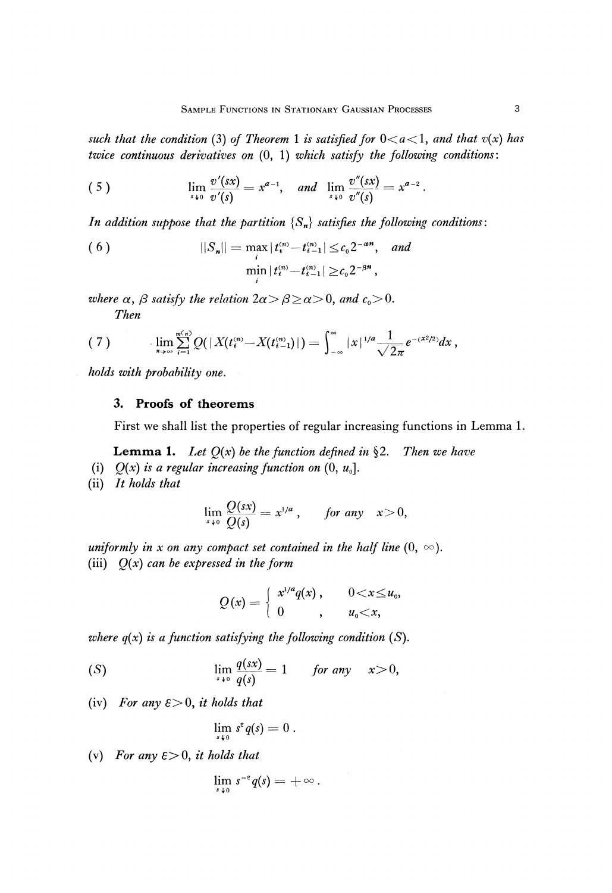*such that the condition* (3) *of Theorem* 1 *is satisfied for* $0<a<1$, *and that* $v(x)$ *has twice continuous derivatives on* $(0, 1)$ *which satisfy the following conditions*:

$$
(5) \qquad \lim_{s\downarrow 0}\frac{v'(sx)}{v'(s)}=x^{a-1}, \quad \textit{and} \quad \lim_{s\downarrow 0}\frac{v''(sx)}{v''(s)}=x^{a-2}.
$$

*In addition suppose that the partition* $\{S_n\}$ *satisfies the following conditions*:

$$
(6) \qquad \|S_n\|=\max_i|t_i^{(n)}-t_{i-1}^{(n)}|\le c_0 2^{-\alpha n}, \quad \textit{and}
$$

$$
\min_i|t_i^{(n)}-t_{i-1}^{(n)}|\ge c_0 2^{-\beta n},
$$

*where* $\alpha$, $\beta$ *satisfy the relation* $2\alpha>\beta\ge\alpha>0$, *and* $c_0>0$.

*Then*

$$
(7) \qquad \lim_{n\to\infty}\sum_{i=1}^{m(n)}Q(|X(t_i^{(n)})-X(t_{i-1}^{(n)})|)=\int_{-\infty}^{\infty}|x|^{1/a}\frac{1}{\sqrt{2\pi}}e^{-(x^2/2)}dx,
$$

*holds with probability one.*

## 3. Proofs of theorems

First we shall list the properties of regular increasing functions in Lemma 1.

**Lemma 1.** *Let* $Q(x)$ *be the function defined in* §2. *Then we have*

(i) $Q(x)$ *is a regular increasing function on* $(0, u_0]$.

(ii) *It holds that*

$$
\lim_{s\downarrow 0}\frac{Q(sx)}{Q(s)}=x^{1/a}, \qquad \textit{for any} \quad x>0,
$$

*uniformly in* $x$ *on any compact set contained in the half line* $(0, \infty)$.

(iii) $Q(x)$ *can be expressed in the form*

$$
Q(x)=\begin{cases} x^{1/a}q(x), & 0<x\le u_0, \\ 0 \quad , & u_0<x, \end{cases}
$$

*where* $q(x)$ *is a function satisfying the following condition* $(S)$.

$$
(S) \qquad \lim_{s\downarrow 0}\frac{q(sx)}{q(s)}=1 \qquad \textit{for any} \quad x>0,
$$

(iv) *For any* $\varepsilon>0$, *it holds that*

$$
\lim_{s\downarrow 0}s^{\varepsilon}q(s)=0.
$$

(v) *For any* $\varepsilon>0$, *it holds that*

$$
\lim_{s\downarrow 0}s^{-\varepsilon}q(s)=+\infty.
$$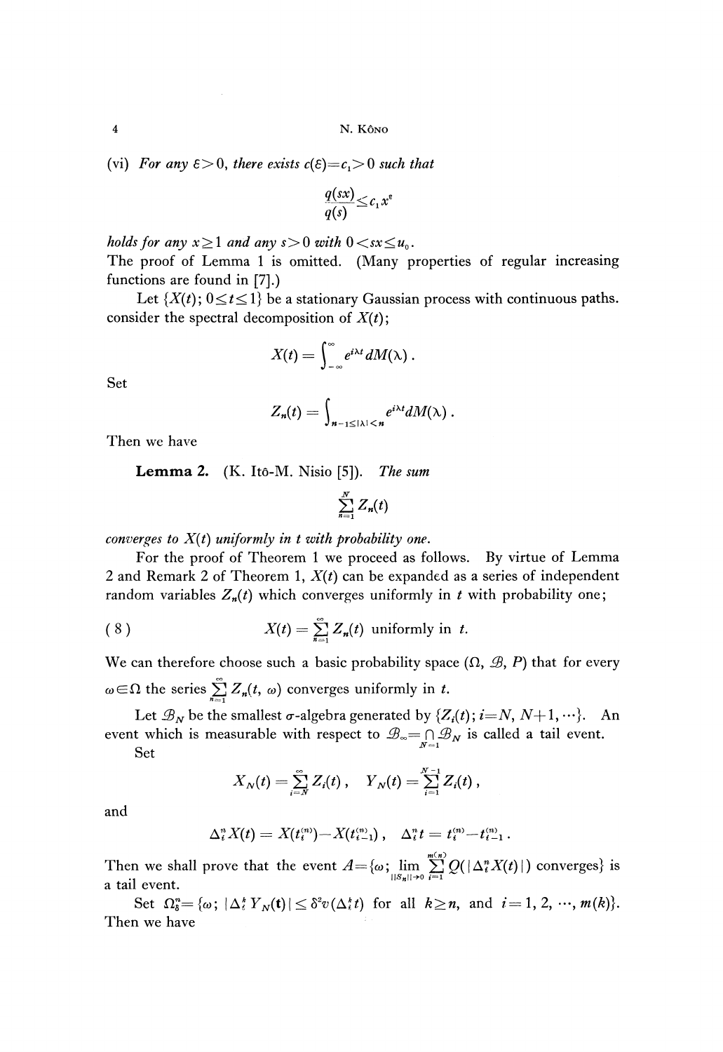(vi) *For any* $\varepsilon > 0$, *there exists* $c(\varepsilon) = c_1 > 0$ *such that*

$$\frac{q(sx)}{q(s)} \leq c_1 x^{\varepsilon}$$

*holds for any* $x \geq 1$ *and any* $s > 0$ *with* $0 < sx \leq u_0$.

The proof of Lemma 1 is omitted. (Many properties of regular increasing functions are found in [7].)

Let $\{X(t); 0 \leq t \leq 1\}$ be a stationary Gaussian process with continuous paths. consider the spectral decomposition of $X(t)$;

$$X(t) = \int_{-\infty}^{\infty} e^{i\lambda t} dM(\lambda).$$

Set

$$Z_n(t) = \int_{n-1 \leq |\lambda| < n} e^{i\lambda t} dM(\lambda).$$

Then we have

**Lemma 2.** (K. Itô-M. Nisio [5]). *The sum*

$$\sum_{n=1}^{N} Z_n(t)$$

*converges to* $X(t)$ *uniformly in* $t$ *with probability one.*

For the proof of Theorem 1 we proceed as follows. By virtue of Lemma 2 and Remark 2 of Theorem 1, $X(t)$ can be expanded as a series of independent random variables $Z_n(t)$ which converges uniformly in $t$ with probability one;

$$X(t) = \sum_{n=1}^{\infty} Z_n(t) \text{ uniformly in } t. \tag{8}$$

We can therefore choose such a basic probability space $(\Omega, \mathcal{B}, P)$ that for every $\omega \in \Omega$ the series $\sum_{n=1}^{\infty} Z_n(t, \omega)$ converges uniformly in $t$.

Let $\mathcal{B}_N$ be the smallest $\sigma$-algebra generated by $\{Z_i(t); i = N, N+1, \cdots\}$. An event which is measurable with respect to $\mathcal{B}_{\infty} = \bigcap_{N=1} \mathcal{B}_N$ is called a tail event.

Set

$$X_N(t) = \sum_{i=N}^{\infty} Z_i(t), \quad Y_N(t) = \sum_{i=1}^{N-1} Z_i(t),$$

and

$$\Delta_i^n X(t) = X(t_i^{(n)}) - X(t_{i-1}^{(n)}), \quad \Delta_i^n t = t_i^{(n)} - t_{i-1}^{(n)}.$$

Then we shall prove that the event $A = \{\omega; \lim_{\|S_n\| \to 0} \sum_{i=1}^{m(n)} Q(|\Delta_i^n X(t)|) \text{ converges}\}$ is a tail event.

Set $\Omega_\delta^n = \{\omega; |\Delta_i^k Y_N(t)| \leq \delta^2 v(\Delta_i^k t)$ for all $k \geq n$, and $i = 1, 2, \cdots, m(k)\}$. Then we have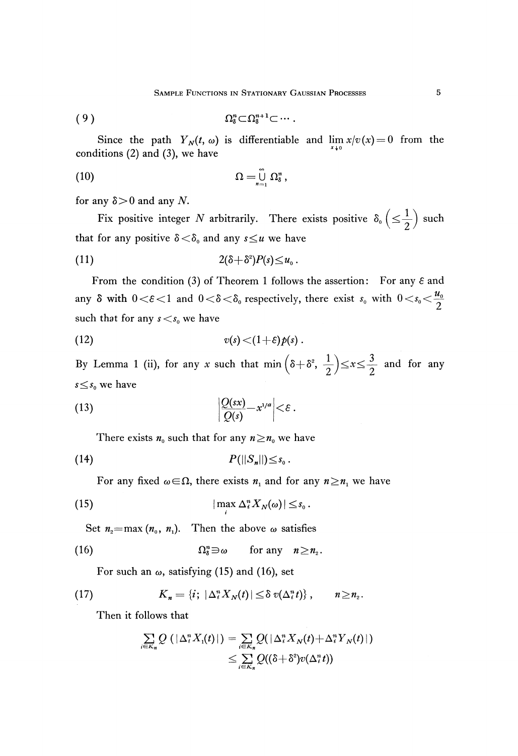$$(9) \qquad \Omega_\delta^n \subset \Omega_\delta^{n+1} \subset \cdots .$$

Since the path $Y_N(t, \omega)$ is differentiable and $\lim_{x \downarrow 0} x/v(x) = 0$ from the conditions (2) and (3), we have

$$(10) \qquad \Omega = \bigcup_{n=1}^{\infty} \Omega_\delta^n ,$$

for any $\delta > 0$ and any $N$.

Fix positive integer $N$ arbitrarily. There exists positive $\delta_0 \left(\leq \frac{1}{2}\right)$ such that for any positive $\delta < \delta_0$ and any $s \leq u$ we have

$$(11) \qquad 2(\delta + \delta^2) P(s) \leq u_0 .$$

From the condition (3) of Theorem 1 follows the assertion: For any $\varepsilon$ and any $\delta$ with $0 < \varepsilon < 1$ and $0 < \delta < \delta_0$ respectively, there exist $s_0$ with $0 < s_0 < \frac{u_0}{2}$ such that for any $s < s_0$ we have

$$(12) \qquad v(s) < (1+\varepsilon) p(s) .$$

By Lemma 1 (ii), for any $x$ such that $\min\left(\delta + \delta^2, \frac{1}{2}\right) \leq x \leq \frac{3}{2}$ and for any $s \leq s_0$ we have

$$(13) \qquad \left| \frac{Q(sx)}{Q(s)} - x^{1/\alpha} \right| < \varepsilon .$$

There exists $n_0$ such that for any $n \geq n_0$ we have

$$(14) \qquad P(\|S_n\|) \leq s_0 .$$

For any fixed $\omega \in \Omega$, there exists $n_1$ and for any $n \geq n_1$ we have

$$(15) \qquad |\max_i \Delta_i^n X_N(\omega)| \leq s_0 .$$

Set $n_2 = \max(n_0, n_1)$. Then the above $\omega$ satisfies

$$(16) \qquad \Omega_\delta^n \ni \omega \qquad \text{for any} \quad n \geq n_2 .$$

For such an $\omega$, satisfying (15) and (16), set

$$(17) \qquad K_n = \{i;\ |\Delta_i^n X_N(t)| \leq \delta\, v(\Delta_i^n t)\} , \qquad n \geq n_2 .$$

Then it follows that

$$\begin{aligned}
\sum_{i \in K_n} Q(|\Delta_i^n X_1(t)|) &= \sum_{i \in K_n} Q(|\Delta_i^n X_N(t) + \Delta_i^n Y_N(t)|) \\
&\leq \sum_{i \in K_n} Q((\delta + \delta^2) v(\Delta_i^n t))
\end{aligned}$$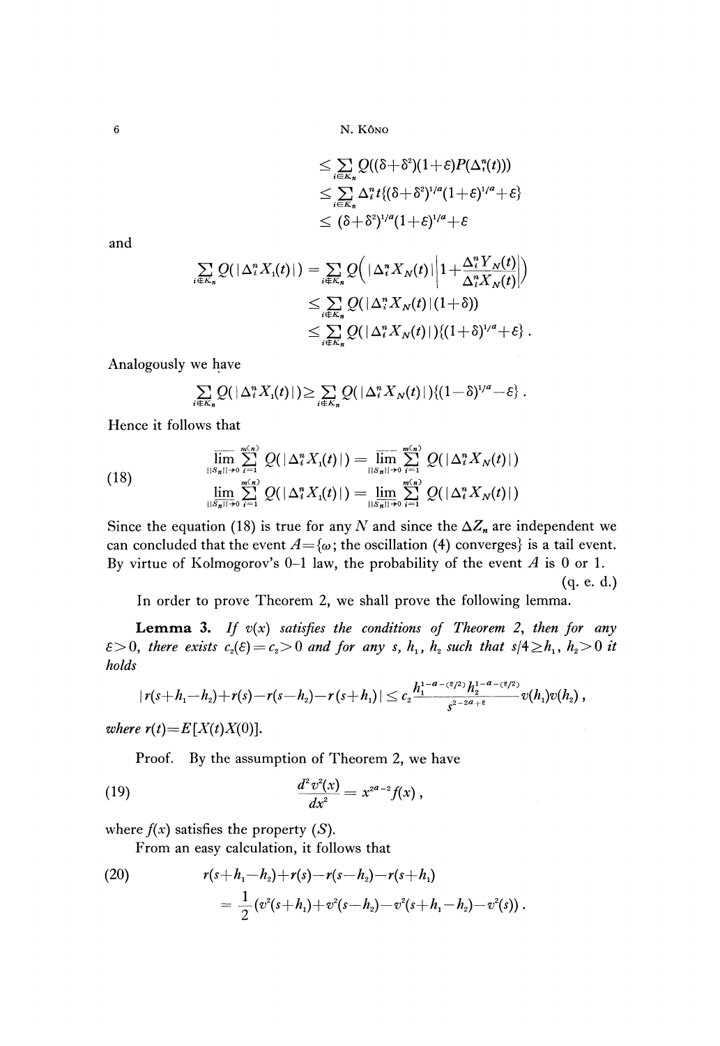$$\leq \sum_{i\in K_n} Q((\delta+\delta^2)(1+\varepsilon)P(\Delta_i^n(t)))$$

$$\leq \sum_{i\in K_n} \Delta_i^n t\{(\delta+\delta^2)^{1/a}(1+\varepsilon)^{1/a}+\varepsilon\}$$

$$\leq (\delta+\delta^2)^{1/a}(1+\varepsilon)^{1/a}+\varepsilon$$

and

$$\sum_{i\notin K_n} Q(|\Delta_i^n X_1(t)|) = \sum_{i\notin K_n} Q\left(|\Delta_i^n X_N(t)|\left|1+\frac{\Delta_i^n Y_N(t)}{\Delta_i^n X_N(t)}\right|\right)$$

$$\leq \sum_{i\notin K_n} Q(|\Delta_i^n X_N(t)|(1+\delta))$$

$$\leq \sum_{i\notin K_n} Q(|\Delta_i^n X_N(t)|)\{(1+\delta)^{1/a}+\varepsilon\}.$$

Analogously we have

$$\sum_{i\notin K_n} Q(|\Delta_i^n X_1(t)|) \geq \sum_{i\notin K_n} Q(|\Delta_i^n X_N(t)|)\{(1-\delta)^{1/a}-\varepsilon\}.$$

Hence it follows that

$$\begin{aligned}
&\overline{\lim_{\|S_n\|\to 0}} \sum_{i=1}^{m(n)} Q(|\Delta_i^n X_1(t)|) = \overline{\lim_{\|S_n\|\to 0}} \sum_{i=1}^{m(n)} Q(|\Delta_i^n X_N(t)|) \\
&\underline{\lim_{\|S_n\|\to 0}} \sum_{i=1}^{m(n)} Q(|\Delta_i^n X_1(t)|) = \underline{\lim_{\|S_n\|\to 0}} \sum_{i=1}^{m(n)} Q(|\Delta_i^n X_N(t)|)
\end{aligned} \tag{18}$$

Since the equation (18) is true for any $N$ and since the $\Delta Z_n$ are independent we can concluded that the event $A=\{\omega;$ the oscillation (4) converges$\}$ is a tail event. By virtue of Kolmogorov's 0–1 law, the probability of the event $A$ is 0 or 1.

(q. e. d.)

In order to prove Theorem 2, we shall prove the following lemma.

**Lemma 3.** *If $v(x)$ satisfies the conditions of Theorem 2, then for any $\varepsilon>0$, there exists $c_2(\varepsilon)=c_2>0$ and for any $s$, $h_1$, $h_2$ such that $s/4\geq h_1$, $h_2>0$ it holds*

$$|r(s+h_1-h_2)+r(s)-r(s-h_2)-r(s+h_1)| \leq c_2 \frac{h_1^{1-a-(\varepsilon/2)} h_2^{1-a-(\varepsilon/2)}}{s^{2-2a+\varepsilon}} v(h_1)v(h_2),$$

*where $r(t)=E[X(t)X(0)]$.*

Proof. By the assumption of Theorem 2, we have

$$\frac{d^2 v^2(x)}{dx^2} = x^{2a-2} f(x), \tag{19}$$

where $f(x)$ satisfies the property $(S)$.

From an easy calculation, it follows that

$$\begin{aligned}
&r(s+h_1-h_2)+r(s)-r(s-h_2)-r(s+h_1) \\
&= \frac{1}{2}(v^2(s+h_1)+v^2(s-h_2)-v^2(s+h_1-h_2)-v^2(s)).
\end{aligned} \tag{20}$$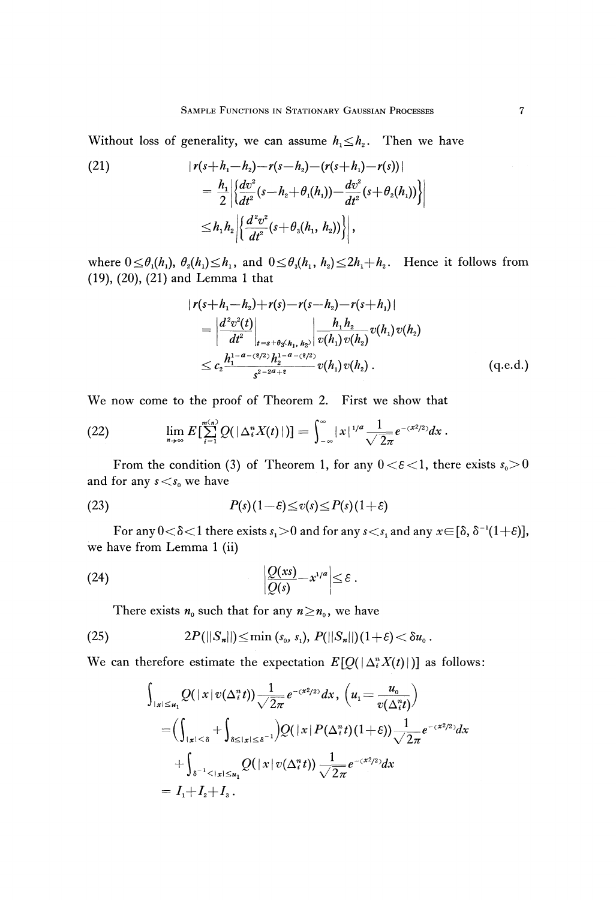Without loss of generality, we can assume $h_1 \leq h_2$. Then we have

$$
\begin{aligned}
(21) \qquad & |r(s+h_1-h_2)-r(s-h_2)-(r(s+h_1)-r(s))| \\
&= \frac{h_1}{2}\left|\left\{\frac{dv^2}{dt^2}(s-h_2+\theta_1(h_1))-\frac{dv^2}{dt^2}(s+\theta_2(h_1))\right\}\right| \\
&\leq h_1 h_2 \left|\left\{\frac{d^2v^2}{dt^2}(s+\theta_3(h_1, h_2))\right\}\right| ,
\end{aligned}
$$

where $0 \leq \theta_1(h_1),\ \theta_2(h_1) \leq h_1$, and $0 \leq \theta_3(h_1, h_2) \leq 2h_1 + h_2$. Hence it follows from (19), (20), (21) and Lemma 1 that

$$
\begin{aligned}
& |r(s+h_1-h_2)+r(s)-r(s-h_2)-r(s+h_1)| \\
&= \left|\frac{d^2v^2(t)}{dt^2}\right|_{t=s+\theta_3(h_1,\, h_2)} \left|\frac{h_1 h_2}{v(h_1)v(h_2)}\right| v(h_1)v(h_2) \\
&\leq c_2 \frac{h_1^{1-\alpha-(\varepsilon/2)} h_2^{1-\alpha-(\varepsilon/2)}}{s^{2-2\alpha+\varepsilon}} v(h_1)v(h_2) . \qquad \text{(q.e.d.)}
\end{aligned}
$$

We now come to the proof of Theorem 2. First we show that

$$
(22) \qquad \lim_{n\to\infty} E\left[\sum_{i=1}^{m(n)} Q(|\Delta_i^n X(t)|)\right] = \int_{-\infty}^{\infty} |x|^{1/\alpha} \frac{1}{\sqrt{2\pi}} e^{-(x^2/2)} dx .
$$

From the condition (3) of Theorem 1, for any $0<\varepsilon<1$, there exists $s_0>0$ and for any $s<s_0$ we have

$$
(23) \qquad P(s)(1-\varepsilon) \leq v(s) \leq P(s)(1+\varepsilon)
$$

For any $0<\delta<1$ there exists $s_1>0$ and for any $s<s_1$ and any $x \in [\delta, \delta^{-1}(1+\varepsilon)]$, we have from Lemma 1 (ii)

$$
(24) \qquad \left|\frac{Q(xs)}{Q(s)} - x^{1/\alpha}\right| \leq \varepsilon .
$$

There exists $n_0$ such that for any $n \geq n_0$, we have

$$
(25) \qquad 2P(\|S_n\|) \leq \min(s_0, s_1),\ P(\|S_n\|)(1+\varepsilon) < \delta u_0 .
$$

We can therefore estimate the expectation $E[Q(|\Delta_i^n X(t)|)]$ as follows:

$$
\begin{aligned}
& \int_{|x|\leq u_1} Q(|x|v(\Delta_i^n t)) \frac{1}{\sqrt{2\pi}} e^{-(x^2/2)} dx, \ \left(u_1 = \frac{u_0}{v(\Delta_i^n t)}\right) \\
&= \left(\int_{|x|<\delta} + \int_{\delta \leq |x| \leq \delta^{-1}}\right) Q(|x|P(\Delta_i^n t)(1+\varepsilon)) \frac{1}{\sqrt{2\pi}} e^{-(x^2/2)} dx \\
&\quad + \int_{\delta^{-1}<|x|\leq u_1} Q(|x|v(\Delta_i^n t)) \frac{1}{\sqrt{2\pi}} e^{-(x^2/2)} dx \\
&= I_1 + I_2 + I_3 .
\end{aligned}
$$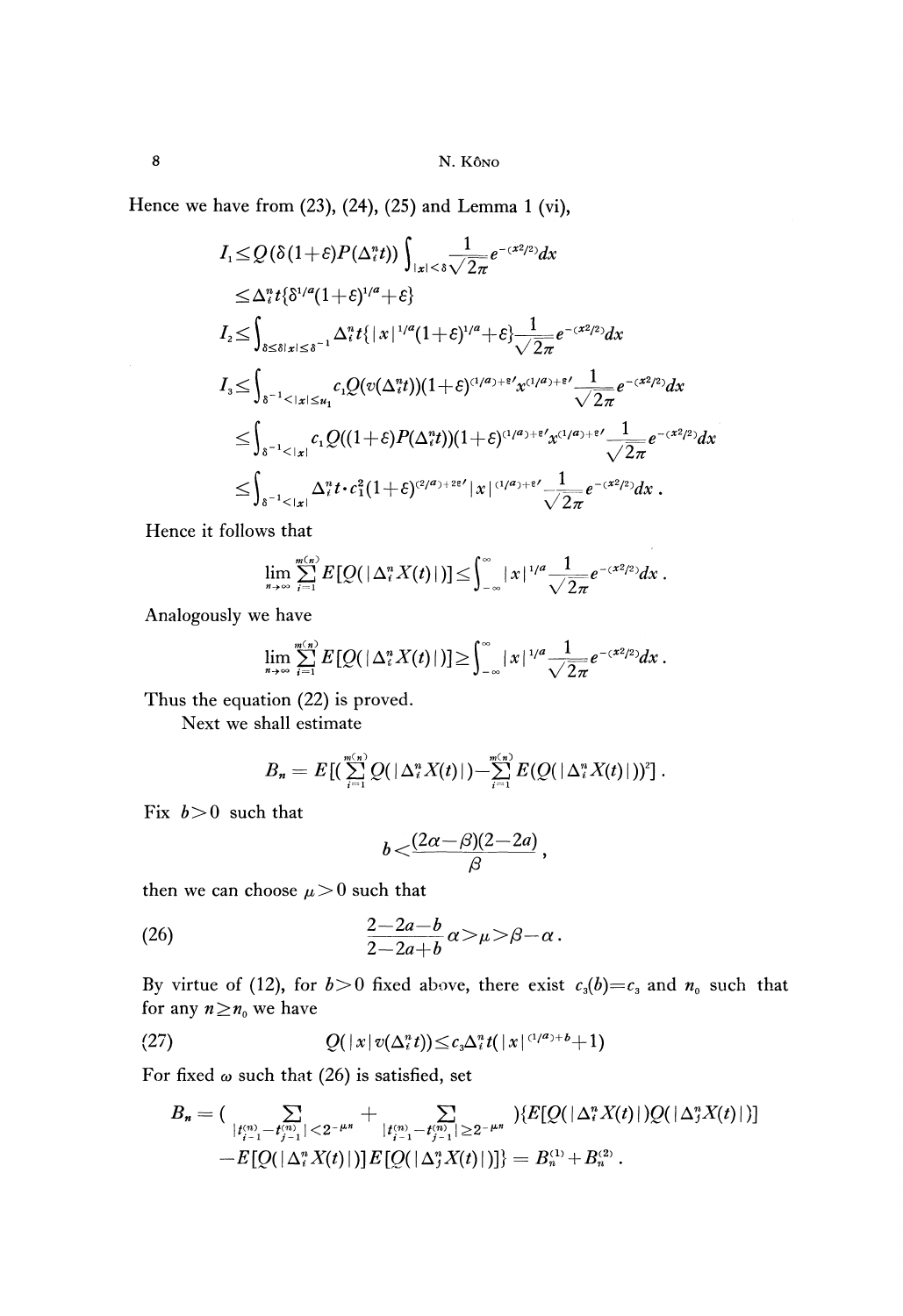Hence we have from (23), (24), (25) and Lemma 1 (vi),

$$
\begin{aligned}
I_1 &\leq Q(\delta(1+\varepsilon)P(\Delta_i^n t)) \int_{|x|<\delta} \frac{1}{\sqrt{2\pi}} e^{-(x^2/2)} dx \\
&\leq \Delta_i^n t\{\delta^{1/a}(1+\varepsilon)^{1/a}+\varepsilon\} \\
I_2 &\leq \int_{\delta \leq \delta|x| \leq \delta^{-1}} \Delta_i^n t\{|x|^{1/a}(1+\varepsilon)^{1/a}+\varepsilon\} \frac{1}{\sqrt{2\pi}} e^{-(x^2/2)} dx \\
I_3 &\leq \int_{\delta^{-1}<|x|\leq u_1} c_1 Q(v(\Delta_i^n t))(1+\varepsilon)^{(1/a)+\varepsilon'} x^{(1/a)+\varepsilon'} \frac{1}{\sqrt{2\pi}} e^{-(x^2/2)} dx \\
&\leq \int_{\delta^{-1}<|x|} c_1 Q((1+\varepsilon)P(\Delta_i^n t))(1+\varepsilon)^{(1/a)+\varepsilon'} x^{(1/a)+\varepsilon'} \frac{1}{\sqrt{2\pi}} e^{-(x^2/2)} dx \\
&\leq \int_{\delta^{-1}<|x|} \Delta_i^n t \cdot c_1^2 (1+\varepsilon)^{(2/a)+2\varepsilon'} |x|^{(1/a)+\varepsilon'} \frac{1}{\sqrt{2\pi}} e^{-(x^2/2)} dx .
\end{aligned}
$$

Hence it follows that

$$
\lim_{n\to\infty} \sum_{i=1}^{m(n)} E[Q(|\Delta_i^n X(t)|)] \leq \int_{-\infty}^{\infty} |x|^{1/a} \frac{1}{\sqrt{2\pi}} e^{-(x^2/2)} dx .
$$

Analogously we have

$$
\lim_{n\to\infty} \sum_{i=1}^{m(n)} E[Q(|\Delta_i^n X(t)|)] \geq \int_{-\infty}^{\infty} |x|^{1/a} \frac{1}{\sqrt{2\pi}} e^{-(x^2/2)} dx .
$$

Thus the equation (22) is proved.

Next we shall estimate

$$
B_n = E[(\sum_{i=1}^{m(n)} Q(|\Delta_i^n X(t)|) - \sum_{i=1}^{m(n)} E(Q(|\Delta_i^n X(t)|))^2] .
$$

Fix $b>0$ such that

$$
b < \frac{(2\alpha-\beta)(2-2a)}{\beta} ,
$$

then we can choose $\mu>0$ such that

$$
\frac{2-2a-b}{2-2a+b}\alpha > \mu > \beta - \alpha . \tag{26}
$$

By virtue of (12), for $b>0$ fixed above, there exist $c_3(b)=c_3$ and $n_0$ such that for any $n \geq n_0$ we have

$$
Q(|x|v(\Delta_i^n t)) \leq c_3 \Delta_i^n t(|x|^{(1/a)+b}+1) \tag{27}
$$

For fixed $\omega$ such that (26) is satisfied, set

$$
\begin{aligned}
B_n = \Big( \sum_{|t_{i-1}^{(n)}-t_{j-1}^{(n)}|<2^{-\mu n}} + \sum_{|t_{i-1}^{(n)}-t_{j-1}^{(n)}|\geq 2^{-\mu n}} \Big) &\{E[Q(|\Delta_i^n X(t)|)Q(|\Delta_j^n X(t)|)] \\
&- E[Q(|\Delta_i^n X(t)|)]E[Q(|\Delta_j^n X(t)|)]\} = B_n^{(1)} + B_n^{(2)} .
\end{aligned}
$$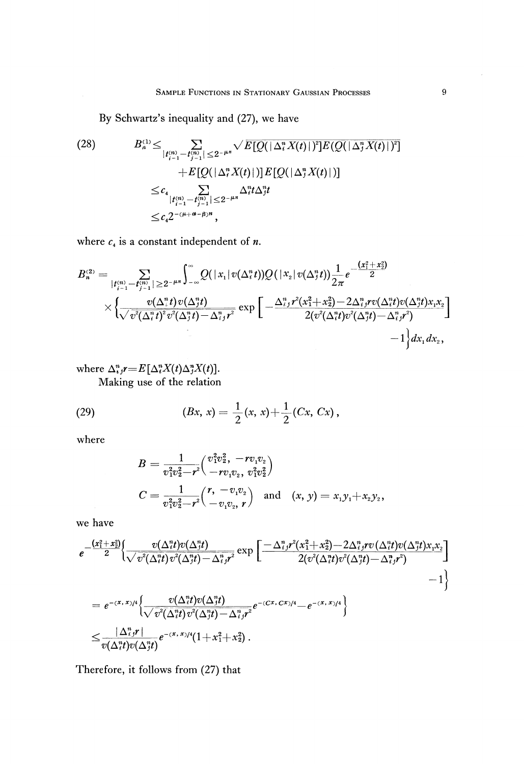By Schwartz's inequality and (27), we have

$$
\begin{aligned}
(28) \qquad B_n^{(1)} &\leq \sum_{|t_{i-1}^{(n)}-t_{j-1}^{(n)}|\leq 2^{-\mu n}} \sqrt{E[Q(|\Delta_i^n X(t)|)^2]E(Q(|\Delta_j^n X(t)|)^2]} \\
&\quad + E[Q(|\Delta_i^n X(t)|)]E[Q(|\Delta_j^n X(t)|)] \\
&\leq c_4 \sum_{|t_{i-1}^{(n)}-t_{j-1}^{(n)}|\leq 2^{-\mu n}} \Delta_i^n t \Delta_j^n t \\
&\leq c_4 2^{-(\mu+\alpha-\beta)n},
\end{aligned}
$$

where $c_4$ is a constant independent of $n$.

$$
\begin{aligned}
B_n^{(2)} = \sum_{|t_{i-1}^{(n)}-t_{j-1}^{(n)}|\geq 2^{-\mu n}} \int_{-\infty}^{\infty} & Q(|x_1|v(\Delta_i^n t))Q(|x_2|v(\Delta_j^n t))\frac{1}{2\pi}e^{-\frac{(x_1^2+x_2^2)}{2}} \\
\times \Bigg\{ & \frac{v(\Delta_i^n t)v(\Delta_j^n t)}{\sqrt{v^2(\Delta_i^n t)^2 v^2(\Delta_j^n t)-\Delta_{ij}^n r^2}} \exp\left[-\frac{\Delta_{ij}^n r^2(x_1^2+x_2^2)-2\Delta_{ij}^n r v(\Delta_i^n t)v(\Delta_j^n t)x_1x_2}{2(v^2(\Delta_i^n t)v^2(\Delta_j^n t)-\Delta_{ij}^n r^2)}\right] \\
& -1\Bigg\} dx_1\,dx_2,
\end{aligned}
$$

where $\Delta_{ij}^n r = E[\Delta_i^n X(t)\Delta_j^n X(t)]$.

Making use of the relation

$$
(29) \qquad (Bx, x) = \frac{1}{2}(x, x) + \frac{1}{2}(Cx, Cx),
$$

where

$$
B = \frac{1}{v_1^2v_2^2-r^2}\begin{pmatrix} v_1^2v_2^2, & -rv_1v_2 \\ -rv_1v_2, & v_1^2v_2^2 \end{pmatrix}
$$

$$
C = \frac{1}{v_1^2v_2^2-r^2}\begin{pmatrix} r, & -v_1v_2 \\ -v_1v_2, & r \end{pmatrix} \quad \text{and} \quad (x, y) = x_1y_1 + x_2y_2,
$$

we have

$$
\begin{aligned}
& e^{-\frac{(x_1^2+x_2^2)}{2}}\Bigg\{\frac{v(\Delta_i^n t)v(\Delta_j^n t)}{\sqrt{v^2(\Delta_i^n t)v^2(\Delta_j^n t)-\Delta_{ij}^n r^2}} \exp\left[\frac{-\Delta_{ij}^n r^2(x_1^2+x_2^2)-2\Delta_{ij}^n r v(\Delta_i^n t)v(\Delta_j^n t)x_1x_2}{2(v^2(\Delta_i^n t)v^2(\Delta_j^n t)-\Delta_{ij}^n r^2)}\right] \\
& \qquad\qquad -1\Bigg\} \\
& = e^{-(x,x)/4}\Bigg\{\frac{v(\Delta_i^n t)v(\Delta_j^n t)}{\sqrt{v^2(\Delta_i^n t)v^2(\Delta_j^n t)-\Delta_{ij}^n r^2}} e^{-(Cx,Cx)/4} - e^{-(x,x)/4}\Bigg\} \\
& \leq \frac{|\Delta_{ij}^n r|}{v(\Delta_i^n t)v(\Delta_j^n t)} e^{-(x,x)/4}(1+x_1^2+x_2^2).
\end{aligned}
$$

Therefore, it follows from (27) that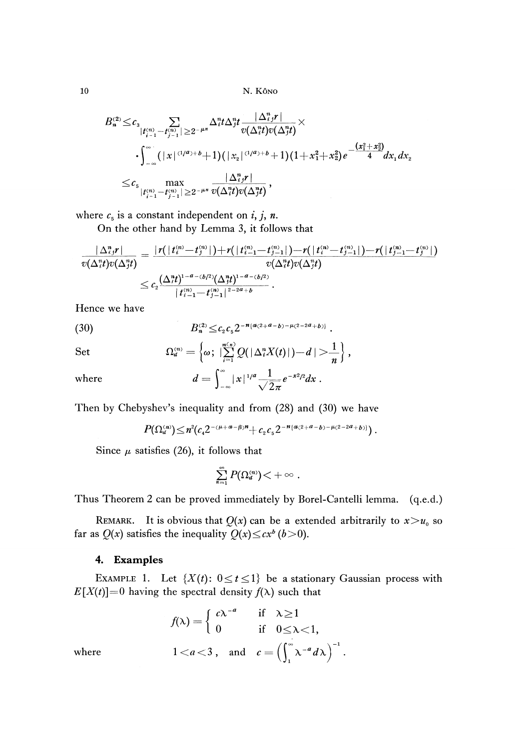$$B_n^{(2)} \leq c_3 \sum_{|t_{i-1}^{(n)} - t_{j-1}^{(n)}| \geq 2^{-\mu n}} \Delta_i^n t \Delta_j^n t \frac{|\Delta_{ij}^n r|}{v(\Delta_i^n t) v(\Delta_j^n t)} \times$$

$$\cdot \int_{-\infty}^{\infty} (|x|^{(1/a)+b} + 1)(|x_2|^{(1/a)+b} + 1)(1 + x_1^2 + x_2^2) e^{-\frac{(x_1^2 + x_2^2)}{4}} dx_1 dx_2$$

$$\leq c_5 \max_{|t_{i-1}^{(n)} - t_{j-1}^{(n)}| \geq 2^{-\mu n}} \frac{|\Delta_{ij}^n r|}{v(\Delta_i^n t) v(\Delta_j^n t)},$$

where $c_5$ is a constant independent on $i$, $j$, $n$.

On the other hand by Lemma 3, it follows that

$$\frac{|\Delta_{ij}^n r|}{v(\Delta_i^n t) v(\Delta_j^n t)} = \frac{|r(|t_i^{(n)} - t_j^{(n)}|) + r(|t_{i-1}^{(n)} - t_{j-1}^{(n)}|) - r(|t_i^{(n)} - t_{j-1}^{(n)}|) - r(|t_{j-1}^{(n)} - t_j^{(n)}|)}{v(\Delta_i^n t) v(\Delta_j^n t)}$$

$$\leq c_2 \frac{(\Delta_i^n t)^{1-a-(b/2)} (\Delta_j^n t)^{1-a-(b/2)}}{|t_{i-1}^{(n)} - t_{j-1}^{(n)}|^{2-2a+b}}.$$

Hence we have

$$B_n^{(2)} \leq c_2 c_5 2^{-n\{\alpha(2+a-b) - \mu(2-2a+b)\}}. \tag{30}$$

Set
$$\Omega_d^{(n)} = \left\{\omega;\ \left|\sum_{i=1}^{m(n)} Q(|\Delta_i^n X(t)|) - d\right| > \frac{1}{n}\right\},$$

where
$$d = \int_{-\infty}^{\infty} |x|^{1/a} \frac{1}{\sqrt{2\pi}} e^{-x^2/2} dx.$$

Then by Chebyshev's inequality and from (28) and (30) we have

$$P(\Omega_d^{(n)}) \leq n^2 (c_4 2^{-(\mu+\alpha-\beta)n} + c_2 c_5 2^{-n\{\alpha(2+a-b) - \mu(2-2a+b)\}}).$$

Since $\mu$ satisfies (26), it follows that

$$\sum_{n=1}^{\infty} P(\Omega_d^{(n)}) < +\infty.$$

Thus Theorem 2 can be proved immediately by Borel-Cantelli lemma. (q.e.d.)

REMARK. It is obvious that $Q(x)$ can be a extended arbitrarily to $x > u_0$ so far as $Q(x)$ satisfies the inequality $Q(x) \leq c x^b$ $(b > 0)$.

## 4. Examples

EXAMPLE 1. Let $\{X(t): 0 \leq t \leq 1\}$ be a stationary Gaussian process with $E[X(t)] = 0$ having the spectral density $f(\lambda)$ such that

$$f(\lambda) = \begin{cases} c\lambda^{-a} & \text{if } \lambda \geq 1 \\ 0 & \text{if } 0 \leq \lambda < 1, \end{cases}$$

where
$$1 < a < 3, \quad \text{and} \quad c = \left(\int_1^{\infty} \lambda^{-a} d\lambda\right)^{-1}.$$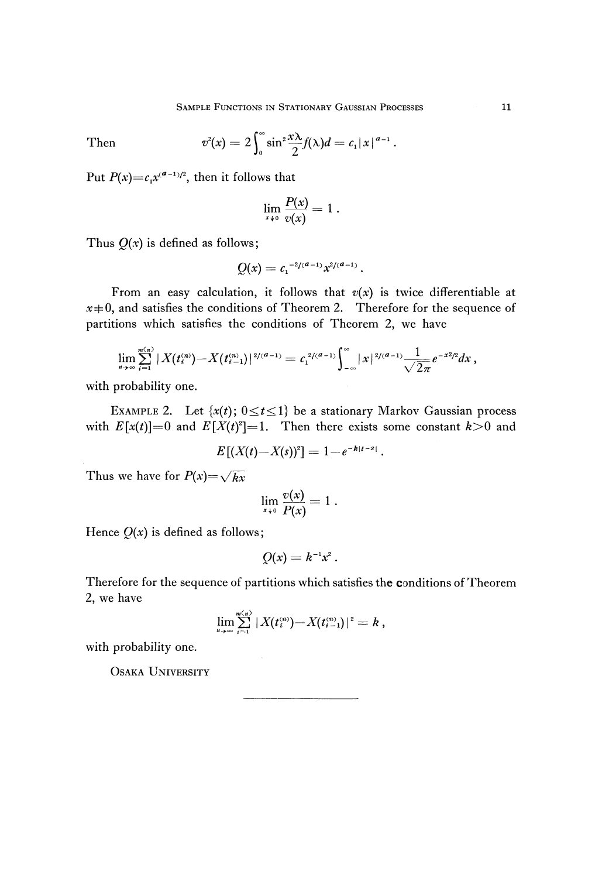Then
$$v^2(x) = 2\int_0^\infty \sin^2 \frac{x\lambda}{2} f(\lambda) d = c_1 |x|^{a-1}.$$

Put $P(x) = c_1 x^{(a-1)/2}$, then it follows that

$$\lim_{x \downarrow 0} \frac{P(x)}{v(x)} = 1.$$

Thus $Q(x)$ is defined as follows;

$$Q(x) = c_1^{-2/(a-1)} x^{2/(a-1)}.$$

From an easy calculation, it follows that $v(x)$ is twice differentiable at $x \neq 0$, and satisfies the conditions of Theorem 2. Therefore for the sequence of partitions which satisfies the conditions of Theorem 2, we have

$$\lim_{n \to \infty} \sum_{i=1}^{m(n)} |X(t_i^{(n)}) - X(t_{i-1}^{(n)})|^{2/(a-1)} = c_1^{2/(a-1)} \int_{-\infty}^{\infty} |x|^{2/(a-1)} \frac{1}{\sqrt{2\pi}} e^{-x^2/2} dx,$$

with probability one.

EXAMPLE 2. Let $\{x(t); 0 \leq t \leq 1\}$ be a stationary Markov Gaussian process with $E[x(t)] = 0$ and $E[X(t)^2] = 1$. Then there exists some constant $k > 0$ and

$$E[(X(t) - X(s))^2] = 1 - e^{-k|t-s|}.$$

Thus we have for $P(x) = \sqrt{kx}$

$$\lim_{x \downarrow 0} \frac{v(x)}{P(x)} = 1.$$

Hence $Q(x)$ is defined as follows;

$$Q(x) = k^{-1} x^2.$$

Therefore for the sequence of partitions which satisfies the conditions of Theorem 2, we have

$$\lim_{n \to \infty} \sum_{i=1}^{m(n)} |X(t_i^{(n)}) - X(t_{i-1}^{(n)})|^2 = k,$$

with probability one.

OSAKA UNIVERSITY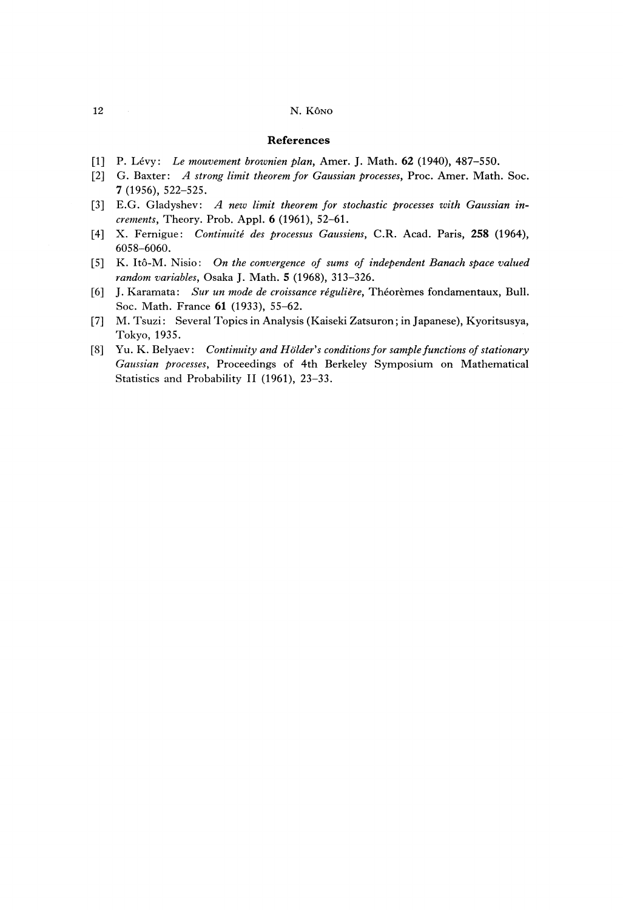## References

[1] P. Lévy: *Le mouvement brownien plan*, Amer. J. Math. **62** (1940), 487–550.

[2] G. Baxter: *A strong limit theorem for Gaussian processes*, Proc. Amer. Math. Soc. **7** (1956), 522–525.

[3] E.G. Gladyshev: *A new limit theorem for stochastic processes with Gaussian increments*, Theory. Prob. Appl. **6** (1961), 52–61.

[4] X. Fernigue: *Continuité des processus Gaussiens*, C.R. Acad. Paris, **258** (1964), 6058–6060.

[5] K. Itô-M. Nisio: *On the convergence of sums of independent Banach space valued random variables*, Osaka J. Math. **5** (1968), 313–326.

[6] J. Karamata: *Sur un mode de croissance régulière*, Théorèmes fondamentaux, Bull. Soc. Math. France **61** (1933), 55–62.

[7] M. Tsuzi: Several Topics in Analysis (Kaiseki Zatsuron; in Japanese), Kyoritsusya, Tokyo, 1935.

[8] Yu. K. Belyaev: *Continuity and Hölder's conditions for sample functions of stationary Gaussian processes*, Proceedings of 4th Berkeley Symposium on Mathematical Statistics and Probability II (1961), 23–33.